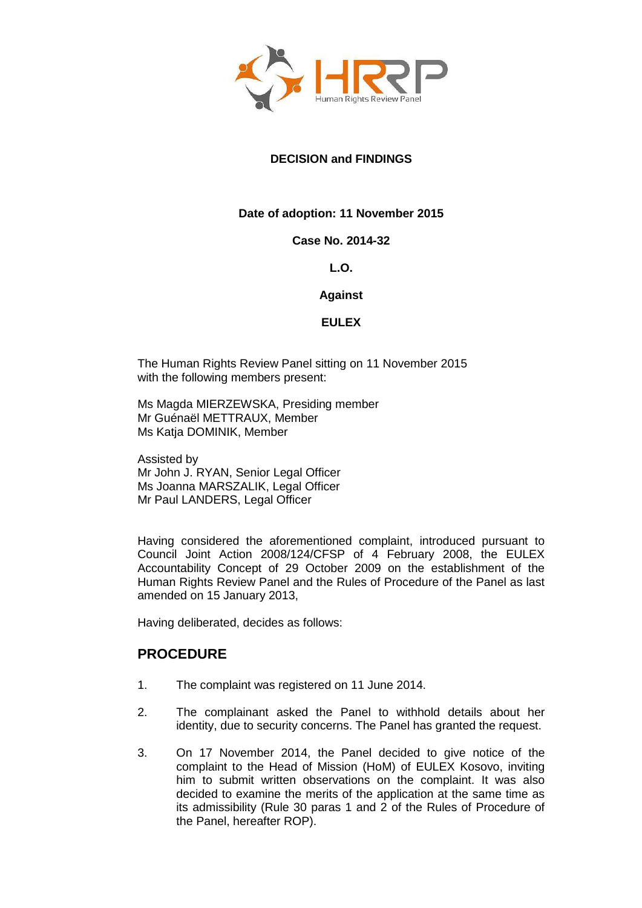# DECISION and FINDINGS

**Date of adoption: 11 November 2015**

**Case No. 2014-32**

**L.O.**

**Against**

**EULEX**

The Human Rights Review Panel sitting on 11 November 2015 with the following members present:

Ms Magda MIERZEWSKA, Presiding member
Mr Guénaël METTRAUX, Member
Ms Katja DOMINIK, Member

Assisted by
Mr John J. RYAN, Senior Legal Officer
Ms Joanna MARSZALIK, Legal Officer
Mr Paul LANDERS, Legal Officer

Having considered the aforementioned complaint, introduced pursuant to Council Joint Action 2008/124/CFSP of 4 February 2008, the EULEX Accountability Concept of 29 October 2009 on the establishment of the Human Rights Review Panel and the Rules of Procedure of the Panel as last amended on 15 January 2013,

Having deliberated, decides as follows:

## PROCEDURE

1. The complaint was registered on 11 June 2014.

2. The complainant asked the Panel to withhold details about her identity, due to security concerns. The Panel has granted the request.

3. On 17 November 2014, the Panel decided to give notice of the complaint to the Head of Mission (HoM) of EULEX Kosovo, inviting him to submit written observations on the complaint. It was also decided to examine the merits of the application at the same time as its admissibility (Rule 30 paras 1 and 2 of the Rules of Procedure of the Panel, hereafter ROP).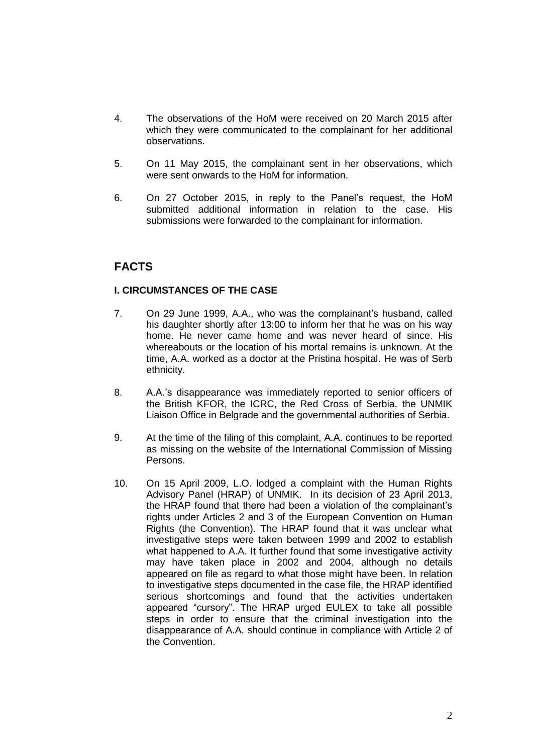4. The observations of the HoM were received on 20 March 2015 after which they were communicated to the complainant for her additional observations.

5. On 11 May 2015, the complainant sent in her observations, which were sent onwards to the HoM for information.

6. On 27 October 2015, in reply to the Panel's request, the HoM submitted additional information in relation to the case. His submissions were forwarded to the complainant for information.

## FACTS

### I. CIRCUMSTANCES OF THE CASE

7. On 29 June 1999, A.A., who was the complainant's husband, called his daughter shortly after 13:00 to inform her that he was on his way home. He never came home and was never heard of since. His whereabouts or the location of his mortal remains is unknown. At the time, A.A. worked as a doctor at the Pristina hospital. He was of Serb ethnicity.

8. A.A.'s disappearance was immediately reported to senior officers of the British KFOR, the ICRC, the Red Cross of Serbia, the UNMIK Liaison Office in Belgrade and the governmental authorities of Serbia.

9. At the time of the filing of this complaint, A.A. continues to be reported as missing on the website of the International Commission of Missing Persons.

10. On 15 April 2009, L.O. lodged a complaint with the Human Rights Advisory Panel (HRAP) of UNMIK. In its decision of 23 April 2013, the HRAP found that there had been a violation of the complainant's rights under Articles 2 and 3 of the European Convention on Human Rights (the Convention). The HRAP found that it was unclear what investigative steps were taken between 1999 and 2002 to establish what happened to A.A. It further found that some investigative activity may have taken place in 2002 and 2004, although no details appeared on file as regard to what those might have been. In relation to investigative steps documented in the case file, the HRAP identified serious shortcomings and found that the activities undertaken appeared "cursory". The HRAP urged EULEX to take all possible steps in order to ensure that the criminal investigation into the disappearance of A.A. should continue in compliance with Article 2 of the Convention.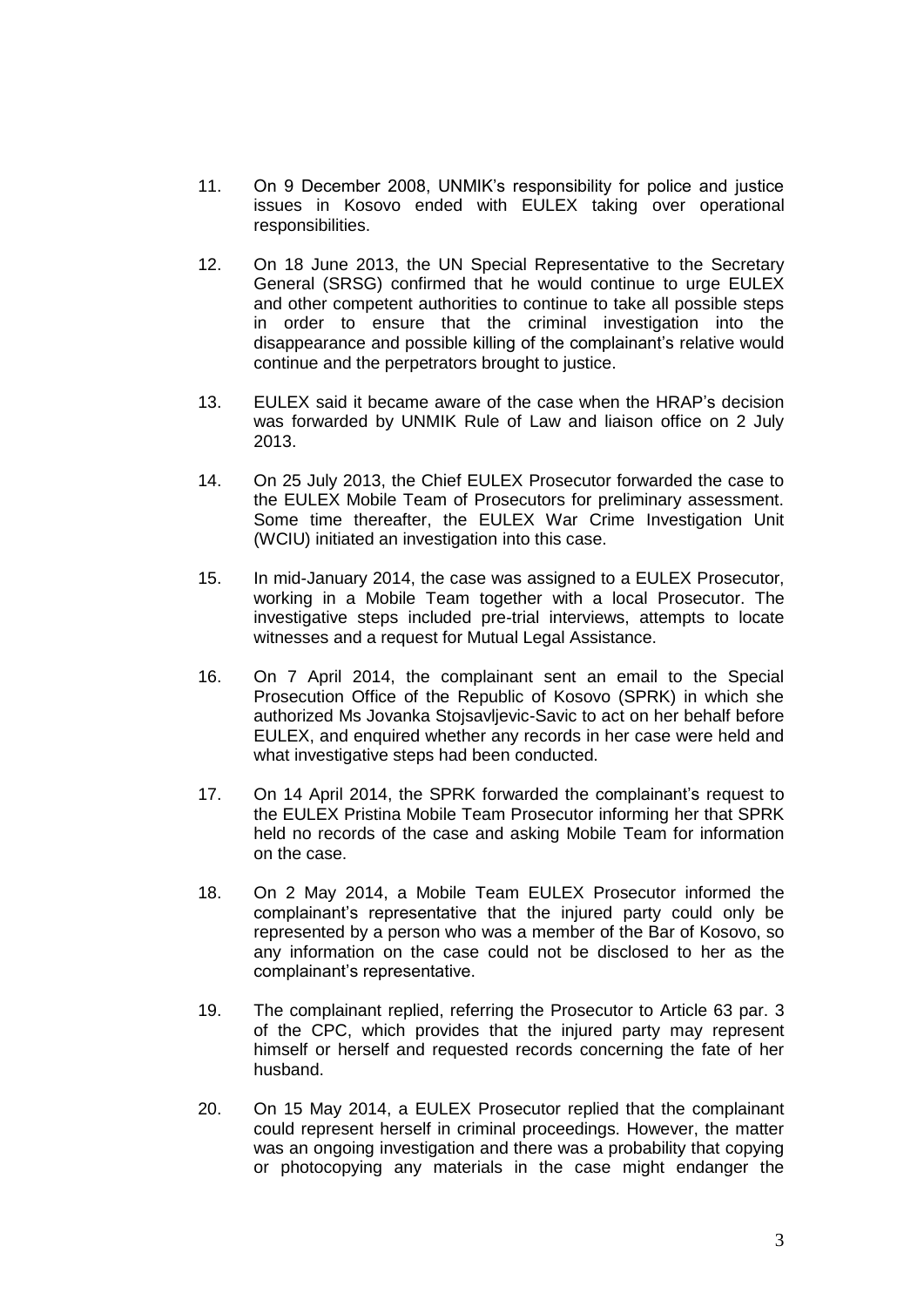11. On 9 December 2008, UNMIK's responsibility for police and justice issues in Kosovo ended with EULEX taking over operational responsibilities.

12. On 18 June 2013, the UN Special Representative to the Secretary General (SRSG) confirmed that he would continue to urge EULEX and other competent authorities to continue to take all possible steps in order to ensure that the criminal investigation into the disappearance and possible killing of the complainant's relative would continue and the perpetrators brought to justice.

13. EULEX said it became aware of the case when the HRAP's decision was forwarded by UNMIK Rule of Law and liaison office on 2 July 2013.

14. On 25 July 2013, the Chief EULEX Prosecutor forwarded the case to the EULEX Mobile Team of Prosecutors for preliminary assessment. Some time thereafter, the EULEX War Crime Investigation Unit (WCIU) initiated an investigation into this case.

15. In mid-January 2014, the case was assigned to a EULEX Prosecutor, working in a Mobile Team together with a local Prosecutor. The investigative steps included pre-trial interviews, attempts to locate witnesses and a request for Mutual Legal Assistance.

16. On 7 April 2014, the complainant sent an email to the Special Prosecution Office of the Republic of Kosovo (SPRK) in which she authorized Ms Jovanka Stojsavljevic-Savic to act on her behalf before EULEX, and enquired whether any records in her case were held and what investigative steps had been conducted.

17. On 14 April 2014, the SPRK forwarded the complainant's request to the EULEX Pristina Mobile Team Prosecutor informing her that SPRK held no records of the case and asking Mobile Team for information on the case.

18. On 2 May 2014, a Mobile Team EULEX Prosecutor informed the complainant's representative that the injured party could only be represented by a person who was a member of the Bar of Kosovo, so any information on the case could not be disclosed to her as the complainant's representative.

19. The complainant replied, referring the Prosecutor to Article 63 par. 3 of the CPC, which provides that the injured party may represent himself or herself and requested records concerning the fate of her husband.

20. On 15 May 2014, a EULEX Prosecutor replied that the complainant could represent herself in criminal proceedings. However, the matter was an ongoing investigation and there was a probability that copying or photocopying any materials in the case might endanger the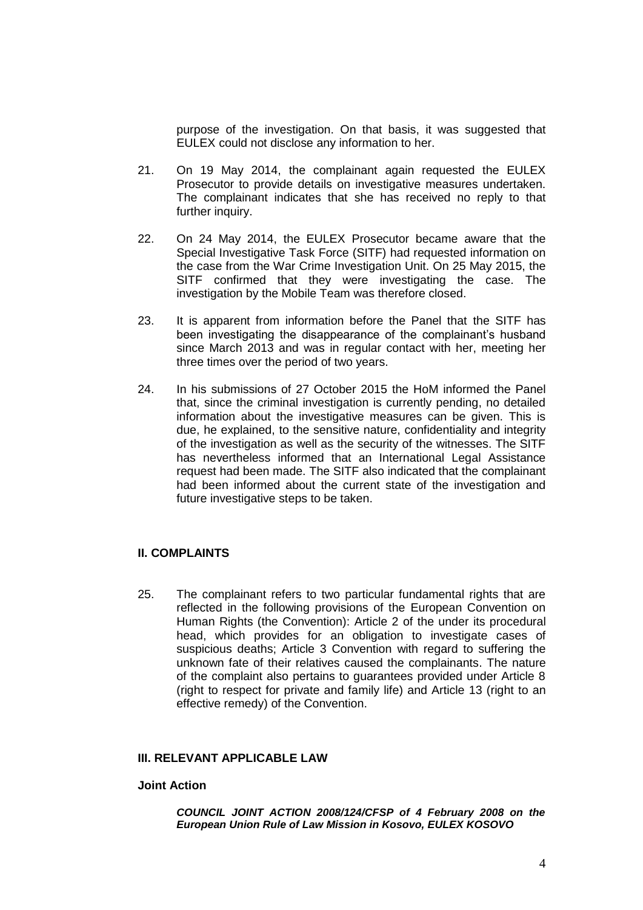purpose of the investigation. On that basis, it was suggested that EULEX could not disclose any information to her.

21. On 19 May 2014, the complainant again requested the EULEX Prosecutor to provide details on investigative measures undertaken. The complainant indicates that she has received no reply to that further inquiry.

22. On 24 May 2014, the EULEX Prosecutor became aware that the Special Investigative Task Force (SITF) had requested information on the case from the War Crime Investigation Unit. On 25 May 2015, the SITF confirmed that they were investigating the case. The investigation by the Mobile Team was therefore closed.

23. It is apparent from information before the Panel that the SITF has been investigating the disappearance of the complainant's husband since March 2013 and was in regular contact with her, meeting her three times over the period of two years.

24. In his submissions of 27 October 2015 the HoM informed the Panel that, since the criminal investigation is currently pending, no detailed information about the investigative measures can be given. This is due, he explained, to the sensitive nature, confidentiality and integrity of the investigation as well as the security of the witnesses. The SITF has nevertheless informed that an International Legal Assistance request had been made. The SITF also indicated that the complainant had been informed about the current state of the investigation and future investigative steps to be taken.

## II. COMPLAINTS

25. The complainant refers to two particular fundamental rights that are reflected in the following provisions of the European Convention on Human Rights (the Convention): Article 2 of the under its procedural head, which provides for an obligation to investigate cases of suspicious deaths; Article 3 Convention with regard to suffering the unknown fate of their relatives caused the complainants. The nature of the complaint also pertains to guarantees provided under Article 8 (right to respect for private and family life) and Article 13 (right to an effective remedy) of the Convention.

## III. RELEVANT APPLICABLE LAW

### Joint Action

***COUNCIL JOINT ACTION 2008/124/CFSP of 4 February 2008 on the European Union Rule of Law Mission in Kosovo, EULEX KOSOVO***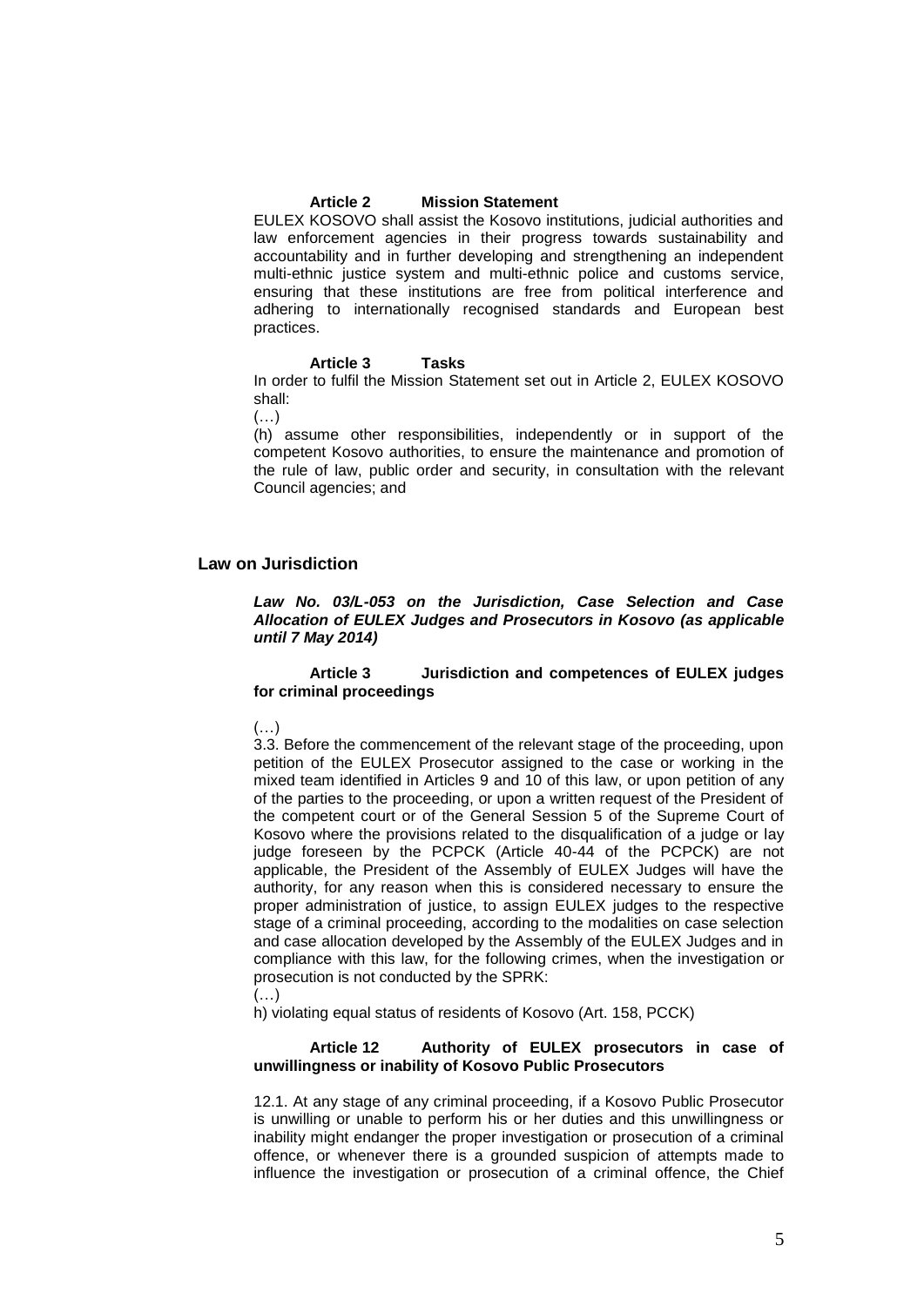**Article 2 Mission Statement**

EULEX KOSOVO shall assist the Kosovo institutions, judicial authorities and law enforcement agencies in their progress towards sustainability and accountability and in further developing and strengthening an independent multi-ethnic justice system and multi-ethnic police and customs service, ensuring that these institutions are free from political interference and adhering to internationally recognised standards and European best practices.

**Article 3 Tasks**

In order to fulfil the Mission Statement set out in Article 2, EULEX KOSOVO shall:

(…)

(h) assume other responsibilities, independently or in support of the competent Kosovo authorities, to ensure the maintenance and promotion of the rule of law, public order and security, in consultation with the relevant Council agencies; and

## Law on Jurisdiction

***Law No. 03/L-053 on the Jurisdiction, Case Selection and Case Allocation of EULEX Judges and Prosecutors in Kosovo (as applicable until 7 May 2014)***

**Article 3 Jurisdiction and competences of EULEX judges for criminal proceedings**

(…)

3.3. Before the commencement of the relevant stage of the proceeding, upon petition of the EULEX Prosecutor assigned to the case or working in the mixed team identified in Articles 9 and 10 of this law, or upon petition of any of the parties to the proceeding, or upon a written request of the President of the competent court or of the General Session 5 of the Supreme Court of Kosovo where the provisions related to the disqualification of a judge or lay judge foreseen by the PCPCK (Article 40-44 of the PCPCK) are not applicable, the President of the Assembly of EULEX Judges will have the authority, for any reason when this is considered necessary to ensure the proper administration of justice, to assign EULEX judges to the respective stage of a criminal proceeding, according to the modalities on case selection and case allocation developed by the Assembly of the EULEX Judges and in compliance with this law, for the following crimes, when the investigation or prosecution is not conducted by the SPRK:

(…)

h) violating equal status of residents of Kosovo (Art. 158, PCCK)

**Article 12 Authority of EULEX prosecutors in case of unwillingness or inability of Kosovo Public Prosecutors**

12.1. At any stage of any criminal proceeding, if a Kosovo Public Prosecutor is unwilling or unable to perform his or her duties and this unwillingness or inability might endanger the proper investigation or prosecution of a criminal offence, or whenever there is a grounded suspicion of attempts made to influence the investigation or prosecution of a criminal offence, the Chief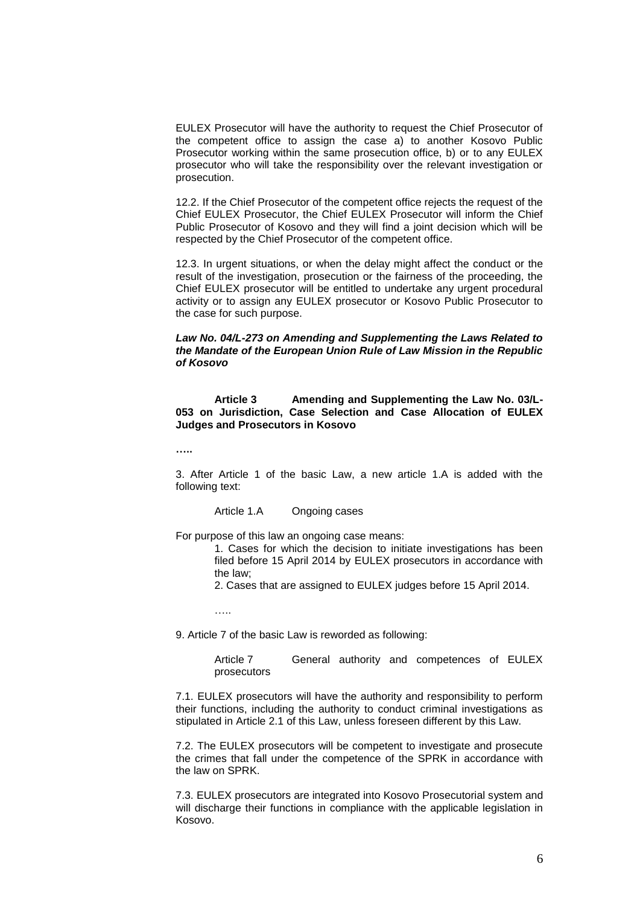EULEX Prosecutor will have the authority to request the Chief Prosecutor of the competent office to assign the case a) to another Kosovo Public Prosecutor working within the same prosecution office, b) or to any EULEX prosecutor who will take the responsibility over the relevant investigation or prosecution.

12.2. If the Chief Prosecutor of the competent office rejects the request of the Chief EULEX Prosecutor, the Chief EULEX Prosecutor will inform the Chief Public Prosecutor of Kosovo and they will find a joint decision which will be respected by the Chief Prosecutor of the competent office.

12.3. In urgent situations, or when the delay might affect the conduct or the result of the investigation, prosecution or the fairness of the proceeding, the Chief EULEX prosecutor will be entitled to undertake any urgent procedural activity or to assign any EULEX prosecutor or Kosovo Public Prosecutor to the case for such purpose.

***Law No. 04/L-273 on Amending and Supplementing the Laws Related to the Mandate of the European Union Rule of Law Mission in the Republic of Kosovo***

**Article 3 Amending and Supplementing the Law No. 03/L-053 on Jurisdiction, Case Selection and Case Allocation of EULEX Judges and Prosecutors in Kosovo**

**…..**

3. After Article 1 of the basic Law, a new article 1.A is added with the following text:

Article 1.A Ongoing cases

For purpose of this law an ongoing case means:

1. Cases for which the decision to initiate investigations has been filed before 15 April 2014 by EULEX prosecutors in accordance with the law;
2. Cases that are assigned to EULEX judges before 15 April 2014.

…..

9. Article 7 of the basic Law is reworded as following:

Article 7 General authority and competences of EULEX prosecutors

7.1. EULEX prosecutors will have the authority and responsibility to perform their functions, including the authority to conduct criminal investigations as stipulated in Article 2.1 of this Law, unless foreseen different by this Law.

7.2. The EULEX prosecutors will be competent to investigate and prosecute the crimes that fall under the competence of the SPRK in accordance with the law on SPRK.

7.3. EULEX prosecutors are integrated into Kosovo Prosecutorial system and will discharge their functions in compliance with the applicable legislation in Kosovo.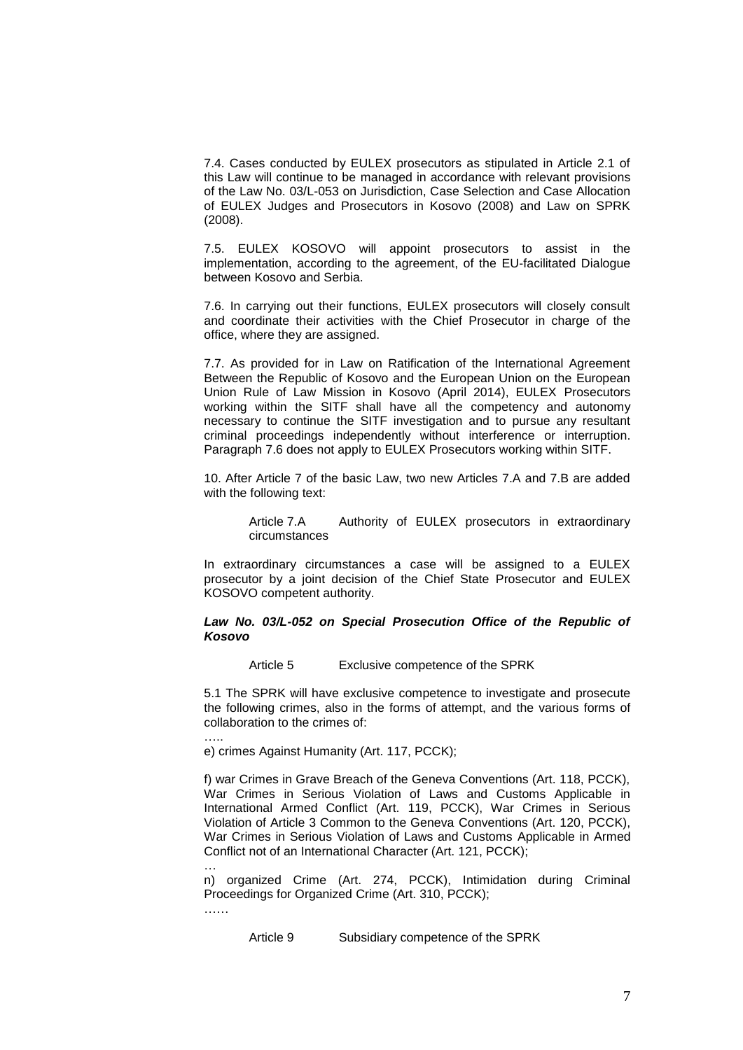7.4. Cases conducted by EULEX prosecutors as stipulated in Article 2.1 of this Law will continue to be managed in accordance with relevant provisions of the Law No. 03/L-053 on Jurisdiction, Case Selection and Case Allocation of EULEX Judges and Prosecutors in Kosovo (2008) and Law on SPRK (2008).

7.5. EULEX KOSOVO will appoint prosecutors to assist in the implementation, according to the agreement, of the EU-facilitated Dialogue between Kosovo and Serbia.

7.6. In carrying out their functions, EULEX prosecutors will closely consult and coordinate their activities with the Chief Prosecutor in charge of the office, where they are assigned.

7.7. As provided for in Law on Ratification of the International Agreement Between the Republic of Kosovo and the European Union on the European Union Rule of Law Mission in Kosovo (April 2014), EULEX Prosecutors working within the SITF shall have all the competency and autonomy necessary to continue the SITF investigation and to pursue any resultant criminal proceedings independently without interference or interruption. Paragraph 7.6 does not apply to EULEX Prosecutors working within SITF.

10. After Article 7 of the basic Law, two new Articles 7.A and 7.B are added with the following text:

Article 7.A Authority of EULEX prosecutors in extraordinary circumstances

In extraordinary circumstances a case will be assigned to a EULEX prosecutor by a joint decision of the Chief State Prosecutor and EULEX KOSOVO competent authority.

***Law No. 03/L-052 on Special Prosecution Office of the Republic of Kosovo***

Article 5 Exclusive competence of the SPRK

5.1 The SPRK will have exclusive competence to investigate and prosecute the following crimes, also in the forms of attempt, and the various forms of collaboration to the crimes of:

…..

e) crimes Against Humanity (Art. 117, PCCK);

f) war Crimes in Grave Breach of the Geneva Conventions (Art. 118, PCCK), War Crimes in Serious Violation of Laws and Customs Applicable in International Armed Conflict (Art. 119, PCCK), War Crimes in Serious Violation of Article 3 Common to the Geneva Conventions (Art. 120, PCCK), War Crimes in Serious Violation of Laws and Customs Applicable in Armed Conflict not of an International Character (Art. 121, PCCK);

…

n) organized Crime (Art. 274, PCCK), Intimidation during Criminal Proceedings for Organized Crime (Art. 310, PCCK);

……

Article 9 Subsidiary competence of the SPRK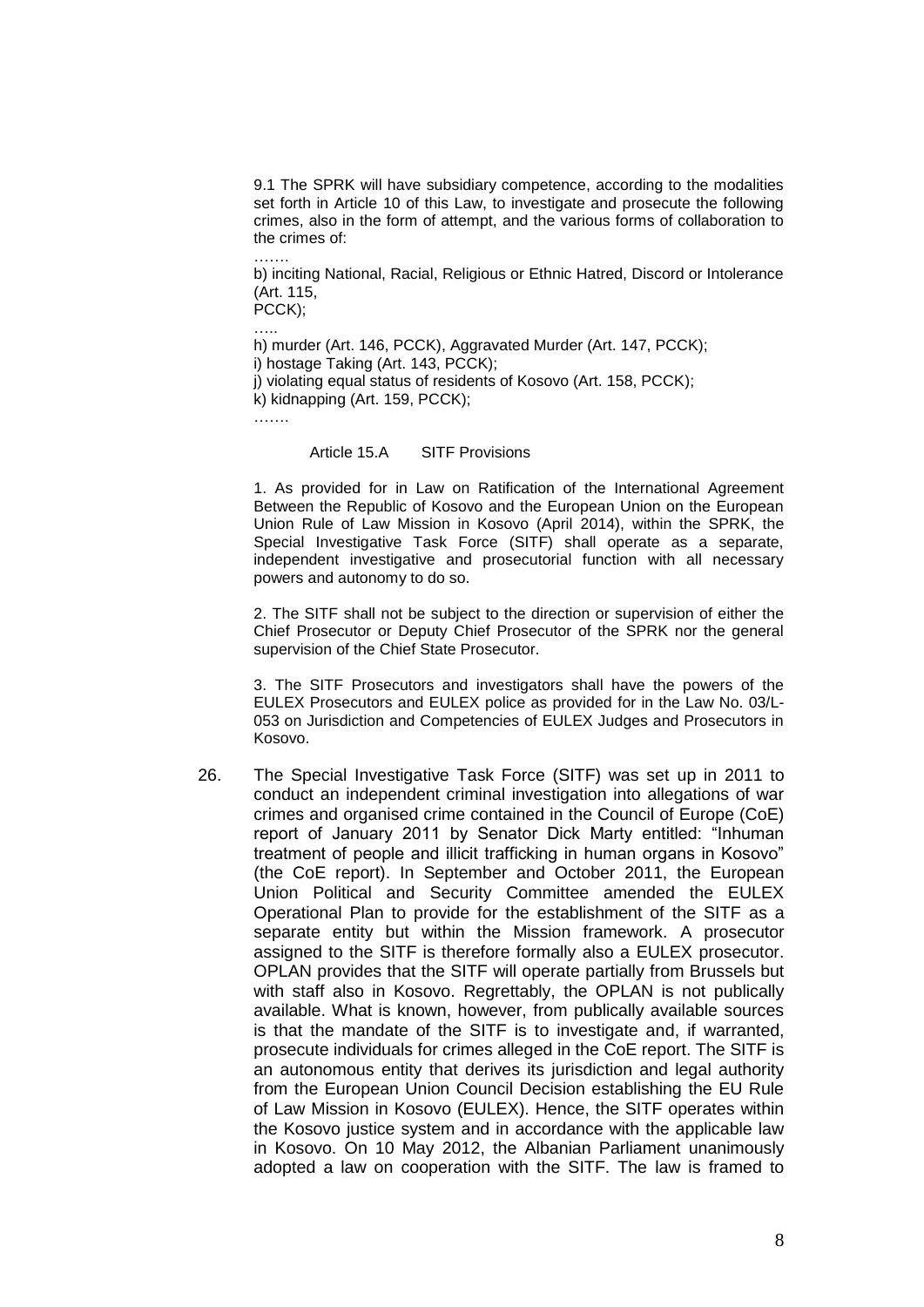> 9.1 The SPRK will have subsidiary competence, according to the modalities set forth in Article 10 of this Law, to investigate and prosecute the following crimes, also in the form of attempt, and the various forms of collaboration to the crimes of:
>
> …….
>
> b) inciting National, Racial, Religious or Ethnic Hatred, Discord or Intolerance (Art. 115,
> PCCK);
>
> …..
>
> h) murder (Art. 146, PCCK), Aggravated Murder (Art. 147, PCCK);
> i) hostage Taking (Art. 143, PCCK);
> j) violating equal status of residents of Kosovo (Art. 158, PCCK);
> k) kidnapping (Art. 159, PCCK);
>
> …….
>
> Article 15.A SITF Provisions
>
> 1. As provided for in Law on Ratification of the International Agreement Between the Republic of Kosovo and the European Union on the European Union Rule of Law Mission in Kosovo (April 2014), within the SPRK, the Special Investigative Task Force (SITF) shall operate as a separate, independent investigative and prosecutorial function with all necessary powers and autonomy to do so.
>
> 2. The SITF shall not be subject to the direction or supervision of either the Chief Prosecutor or Deputy Chief Prosecutor of the SPRK nor the general supervision of the Chief State Prosecutor.
>
> 3. The SITF Prosecutors and investigators shall have the powers of the EULEX Prosecutors and EULEX police as provided for in the Law No. 03/L-053 on Jurisdiction and Competencies of EULEX Judges and Prosecutors in Kosovo.

26. The Special Investigative Task Force (SITF) was set up in 2011 to conduct an independent criminal investigation into allegations of war crimes and organised crime contained in the Council of Europe (CoE) report of January 2011 by Senator Dick Marty entitled: "Inhuman treatment of people and illicit trafficking in human organs in Kosovo" (the CoE report). In September and October 2011, the European Union Political and Security Committee amended the EULEX Operational Plan to provide for the establishment of the SITF as a separate entity but within the Mission framework. A prosecutor assigned to the SITF is therefore formally also a EULEX prosecutor. OPLAN provides that the SITF will operate partially from Brussels but with staff also in Kosovo. Regrettably, the OPLAN is not publically available. What is known, however, from publically available sources is that the mandate of the SITF is to investigate and, if warranted, prosecute individuals for crimes alleged in the CoE report. The SITF is an autonomous entity that derives its jurisdiction and legal authority from the European Union Council Decision establishing the EU Rule of Law Mission in Kosovo (EULEX). Hence, the SITF operates within the Kosovo justice system and in accordance with the applicable law in Kosovo. On 10 May 2012, the Albanian Parliament unanimously adopted a law on cooperation with the SITF. The law is framed to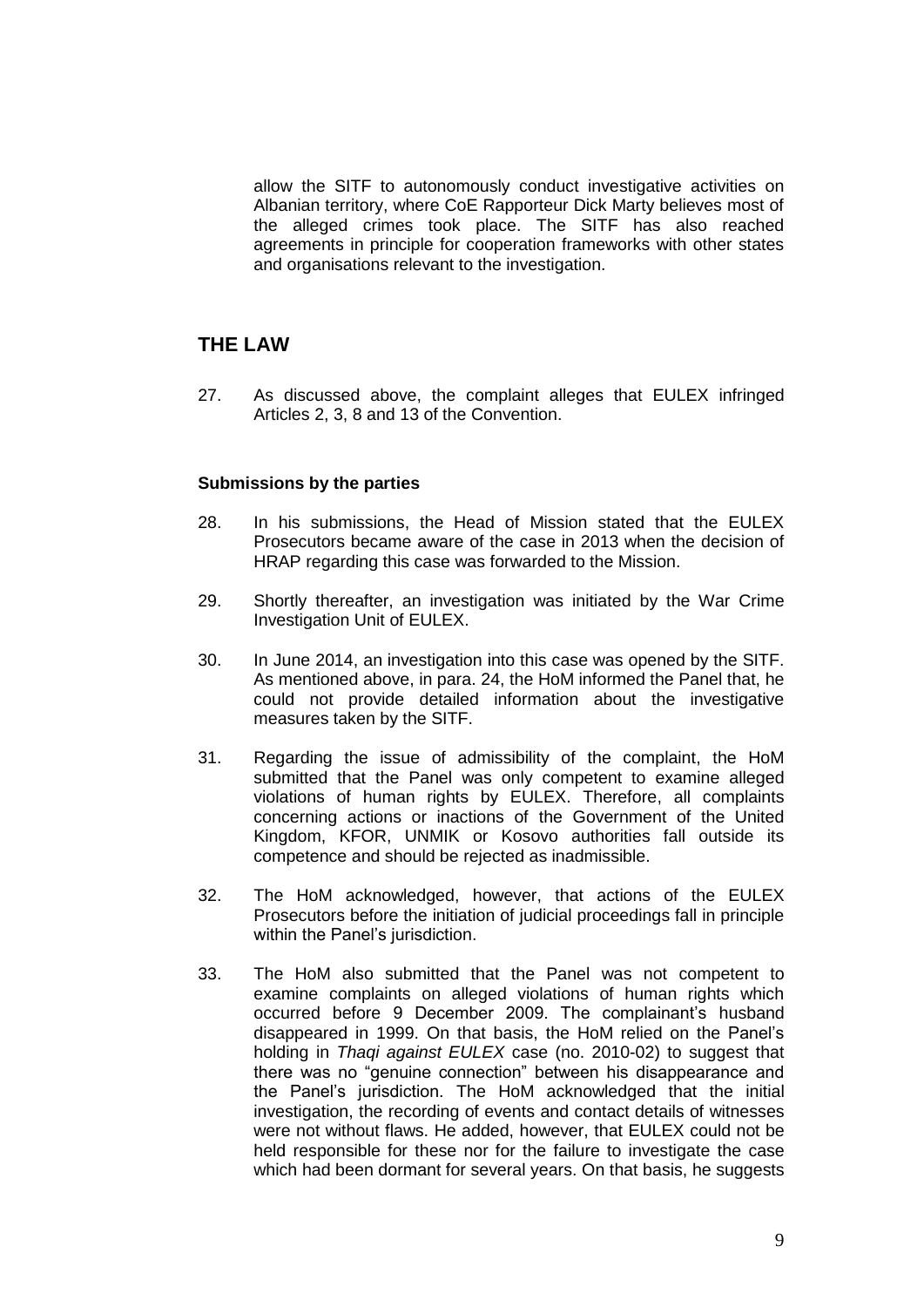allow the SITF to autonomously conduct investigative activities on Albanian territory, where CoE Rapporteur Dick Marty believes most of the alleged crimes took place. The SITF has also reached agreements in principle for cooperation frameworks with other states and organisations relevant to the investigation.

## THE LAW

27. As discussed above, the complaint alleges that EULEX infringed Articles 2, 3, 8 and 13 of the Convention.

### Submissions by the parties

28. In his submissions, the Head of Mission stated that the EULEX Prosecutors became aware of the case in 2013 when the decision of HRAP regarding this case was forwarded to the Mission.

29. Shortly thereafter, an investigation was initiated by the War Crime Investigation Unit of EULEX.

30. In June 2014, an investigation into this case was opened by the SITF. As mentioned above, in para. 24, the HoM informed the Panel that, he could not provide detailed information about the investigative measures taken by the SITF.

31. Regarding the issue of admissibility of the complaint, the HoM submitted that the Panel was only competent to examine alleged violations of human rights by EULEX. Therefore, all complaints concerning actions or inactions of the Government of the United Kingdom, KFOR, UNMIK or Kosovo authorities fall outside its competence and should be rejected as inadmissible.

32. The HoM acknowledged, however, that actions of the EULEX Prosecutors before the initiation of judicial proceedings fall in principle within the Panel's jurisdiction.

33. The HoM also submitted that the Panel was not competent to examine complaints on alleged violations of human rights which occurred before 9 December 2009. The complainant's husband disappeared in 1999. On that basis, the HoM relied on the Panel's holding in *Thaqi against EULEX* case (no. 2010-02) to suggest that there was no "genuine connection" between his disappearance and the Panel's jurisdiction. The HoM acknowledged that the initial investigation, the recording of events and contact details of witnesses were not without flaws. He added, however, that EULEX could not be held responsible for these nor for the failure to investigate the case which had been dormant for several years. On that basis, he suggests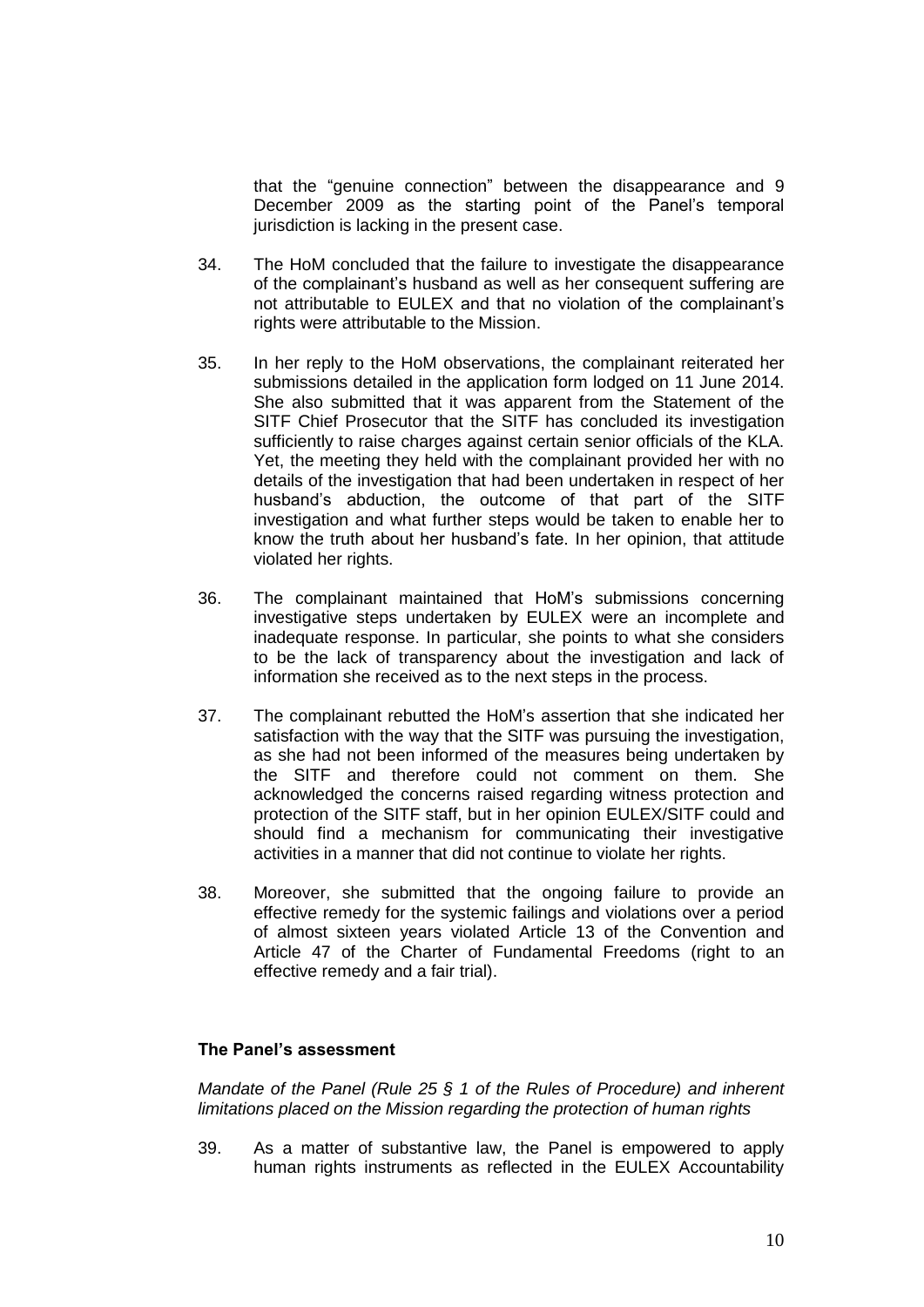that the "genuine connection" between the disappearance and 9 December 2009 as the starting point of the Panel's temporal jurisdiction is lacking in the present case.

34. The HoM concluded that the failure to investigate the disappearance of the complainant's husband as well as her consequent suffering are not attributable to EULEX and that no violation of the complainant's rights were attributable to the Mission.

35. In her reply to the HoM observations, the complainant reiterated her submissions detailed in the application form lodged on 11 June 2014. She also submitted that it was apparent from the Statement of the SITF Chief Prosecutor that the SITF has concluded its investigation sufficiently to raise charges against certain senior officials of the KLA. Yet, the meeting they held with the complainant provided her with no details of the investigation that had been undertaken in respect of her husband's abduction, the outcome of that part of the SITF investigation and what further steps would be taken to enable her to know the truth about her husband's fate. In her opinion, that attitude violated her rights.

36. The complainant maintained that HoM's submissions concerning investigative steps undertaken by EULEX were an incomplete and inadequate response. In particular, she points to what she considers to be the lack of transparency about the investigation and lack of information she received as to the next steps in the process.

37. The complainant rebutted the HoM's assertion that she indicated her satisfaction with the way that the SITF was pursuing the investigation, as she had not been informed of the measures being undertaken by the SITF and therefore could not comment on them. She acknowledged the concerns raised regarding witness protection and protection of the SITF staff, but in her opinion EULEX/SITF could and should find a mechanism for communicating their investigative activities in a manner that did not continue to violate her rights.

38. Moreover, she submitted that the ongoing failure to provide an effective remedy for the systemic failings and violations over a period of almost sixteen years violated Article 13 of the Convention and Article 47 of the Charter of Fundamental Freedoms (right to an effective remedy and a fair trial).

## The Panel's assessment

*Mandate of the Panel (Rule 25 § 1 of the Rules of Procedure) and inherent limitations placed on the Mission regarding the protection of human rights*

39. As a matter of substantive law, the Panel is empowered to apply human rights instruments as reflected in the EULEX Accountability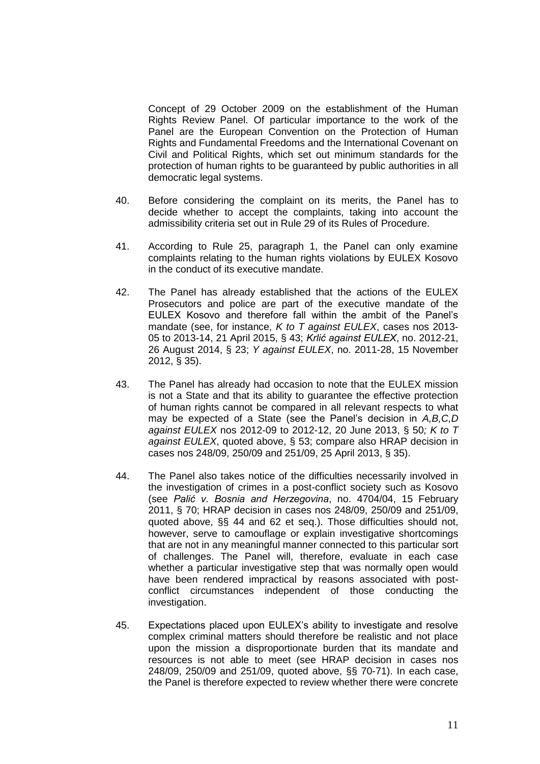Concept of 29 October 2009 on the establishment of the Human Rights Review Panel. Of particular importance to the work of the Panel are the European Convention on the Protection of Human Rights and Fundamental Freedoms and the International Covenant on Civil and Political Rights, which set out minimum standards for the protection of human rights to be guaranteed by public authorities in all democratic legal systems.

40. Before considering the complaint on its merits, the Panel has to decide whether to accept the complaints, taking into account the admissibility criteria set out in Rule 29 of its Rules of Procedure.

41. According to Rule 25, paragraph 1, the Panel can only examine complaints relating to the human rights violations by EULEX Kosovo in the conduct of its executive mandate.

42. The Panel has already established that the actions of the EULEX Prosecutors and police are part of the executive mandate of the EULEX Kosovo and therefore fall within the ambit of the Panel's mandate (see, for instance, *K to T against EULEX*, cases nos 2013-05 to 2013-14, 21 April 2015, § 43; *Krlić against EULEX*, no. 2012-21, 26 August 2014, § 23; *Y against EULEX*, no. 2011-28, 15 November 2012, § 35).

43. The Panel has already had occasion to note that the EULEX mission is not a State and that its ability to guarantee the effective protection of human rights cannot be compared in all relevant respects to what may be expected of a State (see the Panel's decision in *A,B,C,D against EULEX* nos 2012-09 to 2012-12, 20 June 2013, § 50*; K to T against EULEX*, quoted above, § 53; compare also HRAP decision in cases nos 248/09, 250/09 and 251/09, 25 April 2013, § 35).

44. The Panel also takes notice of the difficulties necessarily involved in the investigation of crimes in a post-conflict society such as Kosovo (see *Palić v. Bosnia and Herzegovina*, no. 4704/04, 15 February 2011, § 70; HRAP decision in cases nos 248/09, 250/09 and 251/09, quoted above, §§ 44 and 62 et seq.). Those difficulties should not, however, serve to camouflage or explain investigative shortcomings that are not in any meaningful manner connected to this particular sort of challenges. The Panel will, therefore, evaluate in each case whether a particular investigative step that was normally open would have been rendered impractical by reasons associated with post-conflict circumstances independent of those conducting the investigation.

45. Expectations placed upon EULEX's ability to investigate and resolve complex criminal matters should therefore be realistic and not place upon the mission a disproportionate burden that its mandate and resources is not able to meet (see HRAP decision in cases nos 248/09, 250/09 and 251/09, quoted above, §§ 70-71). In each case, the Panel is therefore expected to review whether there were concrete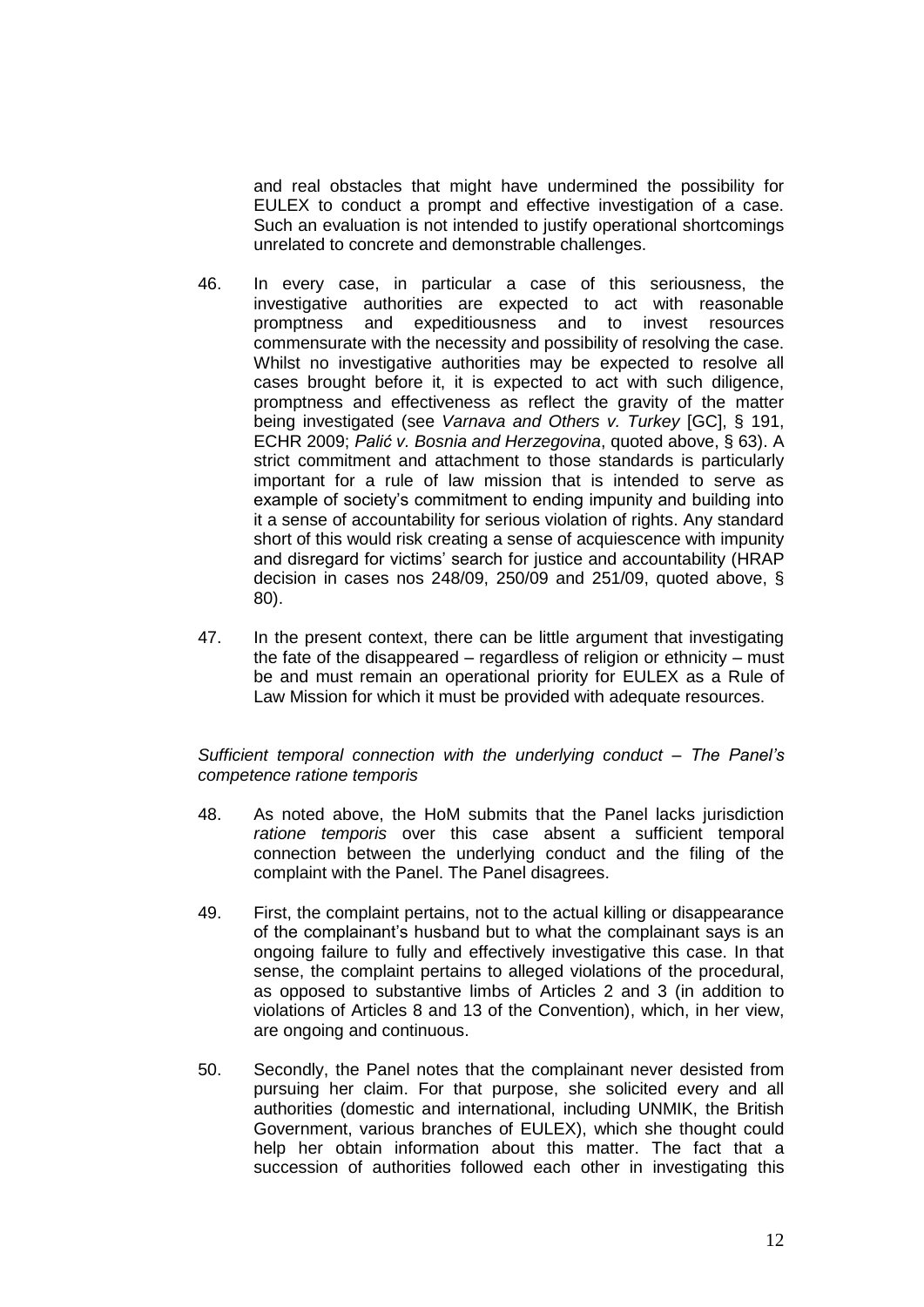and real obstacles that might have undermined the possibility for EULEX to conduct a prompt and effective investigation of a case. Such an evaluation is not intended to justify operational shortcomings unrelated to concrete and demonstrable challenges.

46. In every case, in particular a case of this seriousness, the investigative authorities are expected to act with reasonable promptness and expeditiousness and to invest resources commensurate with the necessity and possibility of resolving the case. Whilst no investigative authorities may be expected to resolve all cases brought before it, it is expected to act with such diligence, promptness and effectiveness as reflect the gravity of the matter being investigated (see *Varnava and Others v. Turkey* [GC], § 191, ECHR 2009; *Palić v. Bosnia and Herzegovina*, quoted above, § 63). A strict commitment and attachment to those standards is particularly important for a rule of law mission that is intended to serve as example of society's commitment to ending impunity and building into it a sense of accountability for serious violation of rights. Any standard short of this would risk creating a sense of acquiescence with impunity and disregard for victims' search for justice and accountability (HRAP decision in cases nos 248/09, 250/09 and 251/09, quoted above, § 80).

47. In the present context, there can be little argument that investigating the fate of the disappeared – regardless of religion or ethnicity – must be and must remain an operational priority for EULEX as a Rule of Law Mission for which it must be provided with adequate resources.

*Sufficient temporal connection with the underlying conduct – The Panel's competence ratione temporis*

48. As noted above, the HoM submits that the Panel lacks jurisdiction *ratione temporis* over this case absent a sufficient temporal connection between the underlying conduct and the filing of the complaint with the Panel. The Panel disagrees.

49. First, the complaint pertains, not to the actual killing or disappearance of the complainant's husband but to what the complainant says is an ongoing failure to fully and effectively investigative this case. In that sense, the complaint pertains to alleged violations of the procedural, as opposed to substantive limbs of Articles 2 and 3 (in addition to violations of Articles 8 and 13 of the Convention), which, in her view, are ongoing and continuous.

50. Secondly, the Panel notes that the complainant never desisted from pursuing her claim. For that purpose, she solicited every and all authorities (domestic and international, including UNMIK, the British Government, various branches of EULEX), which she thought could help her obtain information about this matter. The fact that a succession of authorities followed each other in investigating this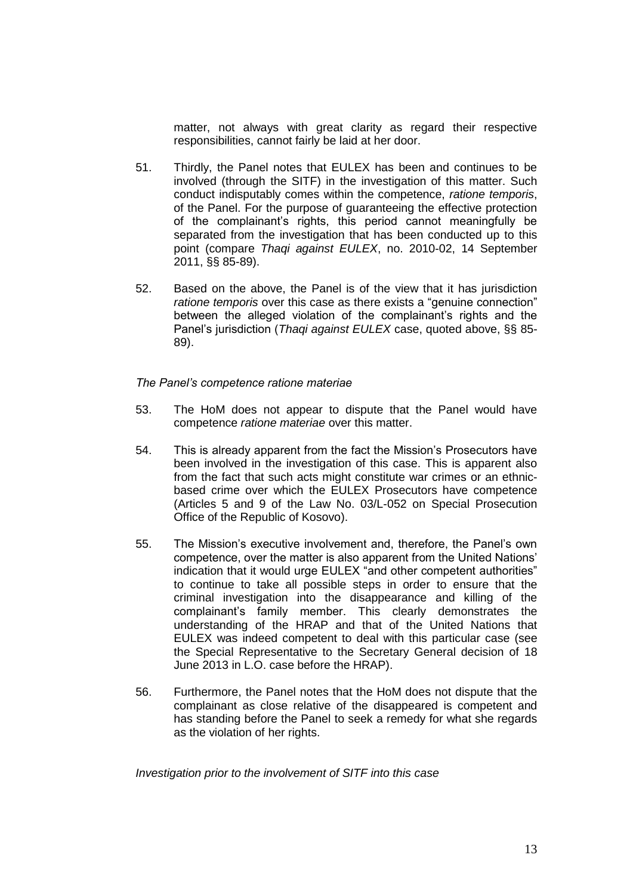matter, not always with great clarity as regard their respective responsibilities, cannot fairly be laid at her door.

51. Thirdly, the Panel notes that EULEX has been and continues to be involved (through the SITF) in the investigation of this matter. Such conduct indisputably comes within the competence, *ratione temporis*, of the Panel. For the purpose of guaranteeing the effective protection of the complainant's rights, this period cannot meaningfully be separated from the investigation that has been conducted up to this point (compare *Thaqi against EULEX*, no. 2010-02, 14 September 2011, §§ 85-89).

52. Based on the above, the Panel is of the view that it has jurisdiction *ratione temporis* over this case as there exists a "genuine connection" between the alleged violation of the complainant's rights and the Panel's jurisdiction (*Thaqi against EULEX* case, quoted above, §§ 85-89).

*The Panel's competence ratione materiae*

53. The HoM does not appear to dispute that the Panel would have competence *ratione materiae* over this matter.

54. This is already apparent from the fact the Mission's Prosecutors have been involved in the investigation of this case. This is apparent also from the fact that such acts might constitute war crimes or an ethnic-based crime over which the EULEX Prosecutors have competence (Articles 5 and 9 of the Law No. 03/L-052 on Special Prosecution Office of the Republic of Kosovo).

55. The Mission's executive involvement and, therefore, the Panel's own competence, over the matter is also apparent from the United Nations' indication that it would urge EULEX "and other competent authorities" to continue to take all possible steps in order to ensure that the criminal investigation into the disappearance and killing of the complainant's family member. This clearly demonstrates the understanding of the HRAP and that of the United Nations that EULEX was indeed competent to deal with this particular case (see the Special Representative to the Secretary General decision of 18 June 2013 in L.O. case before the HRAP).

56. Furthermore, the Panel notes that the HoM does not dispute that the complainant as close relative of the disappeared is competent and has standing before the Panel to seek a remedy for what she regards as the violation of her rights.

*Investigation prior to the involvement of SITF into this case*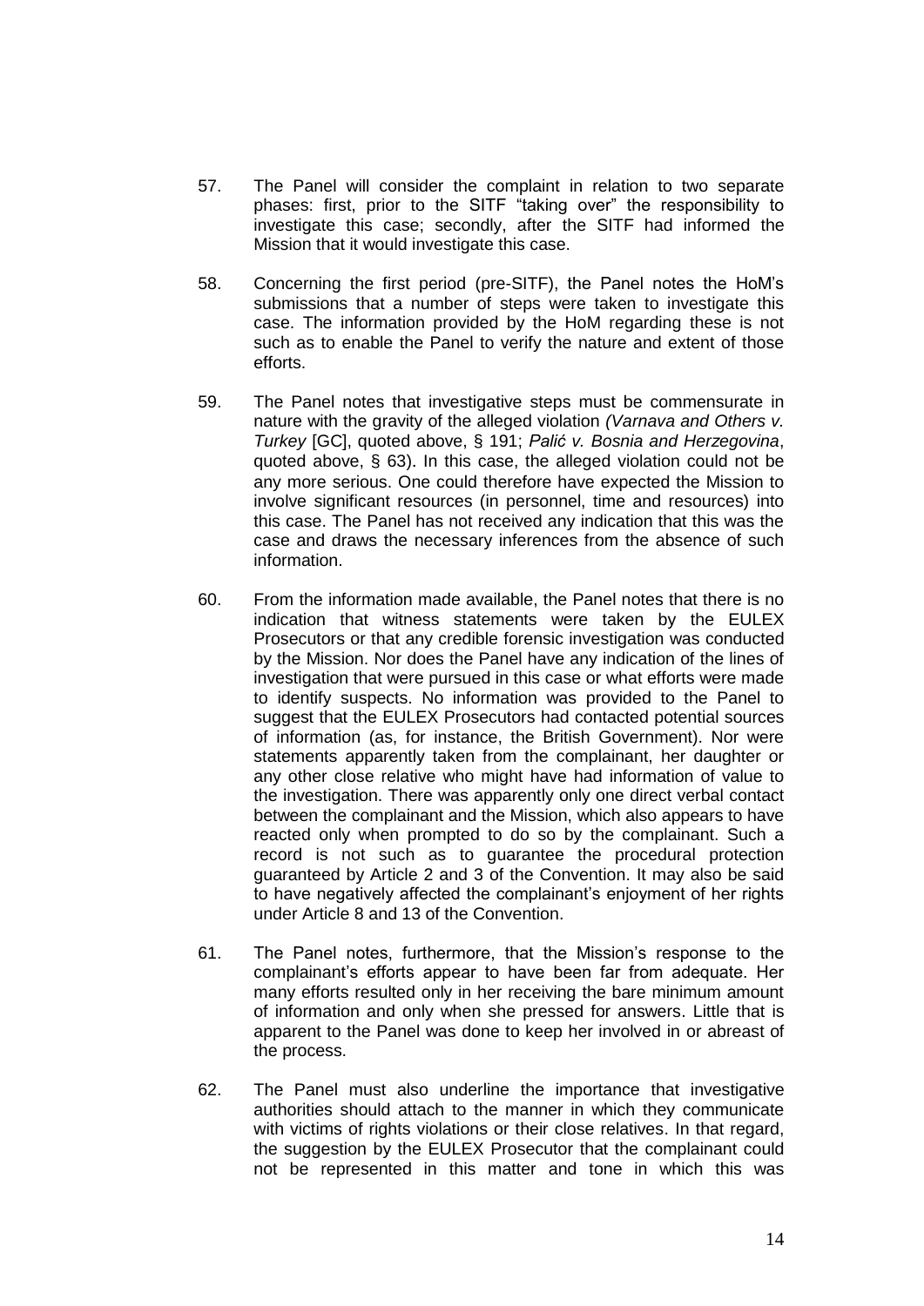57. The Panel will consider the complaint in relation to two separate phases: first, prior to the SITF "taking over" the responsibility to investigate this case; secondly, after the SITF had informed the Mission that it would investigate this case.

58. Concerning the first period (pre-SITF), the Panel notes the HoM's submissions that a number of steps were taken to investigate this case. The information provided by the HoM regarding these is not such as to enable the Panel to verify the nature and extent of those efforts.

59. The Panel notes that investigative steps must be commensurate in nature with the gravity of the alleged violation *(Varnava and Others v. Turkey* [GC], quoted above, § 191; *Palić v. Bosnia and Herzegovina*, quoted above, § 63). In this case, the alleged violation could not be any more serious. One could therefore have expected the Mission to involve significant resources (in personnel, time and resources) into this case. The Panel has not received any indication that this was the case and draws the necessary inferences from the absence of such information.

60. From the information made available, the Panel notes that there is no indication that witness statements were taken by the EULEX Prosecutors or that any credible forensic investigation was conducted by the Mission. Nor does the Panel have any indication of the lines of investigation that were pursued in this case or what efforts were made to identify suspects. No information was provided to the Panel to suggest that the EULEX Prosecutors had contacted potential sources of information (as, for instance, the British Government). Nor were statements apparently taken from the complainant, her daughter or any other close relative who might have had information of value to the investigation. There was apparently only one direct verbal contact between the complainant and the Mission, which also appears to have reacted only when prompted to do so by the complainant. Such a record is not such as to guarantee the procedural protection guaranteed by Article 2 and 3 of the Convention. It may also be said to have negatively affected the complainant's enjoyment of her rights under Article 8 and 13 of the Convention.

61. The Panel notes, furthermore, that the Mission's response to the complainant's efforts appear to have been far from adequate. Her many efforts resulted only in her receiving the bare minimum amount of information and only when she pressed for answers. Little that is apparent to the Panel was done to keep her involved in or abreast of the process.

62. The Panel must also underline the importance that investigative authorities should attach to the manner in which they communicate with victims of rights violations or their close relatives. In that regard, the suggestion by the EULEX Prosecutor that the complainant could not be represented in this matter and tone in which this was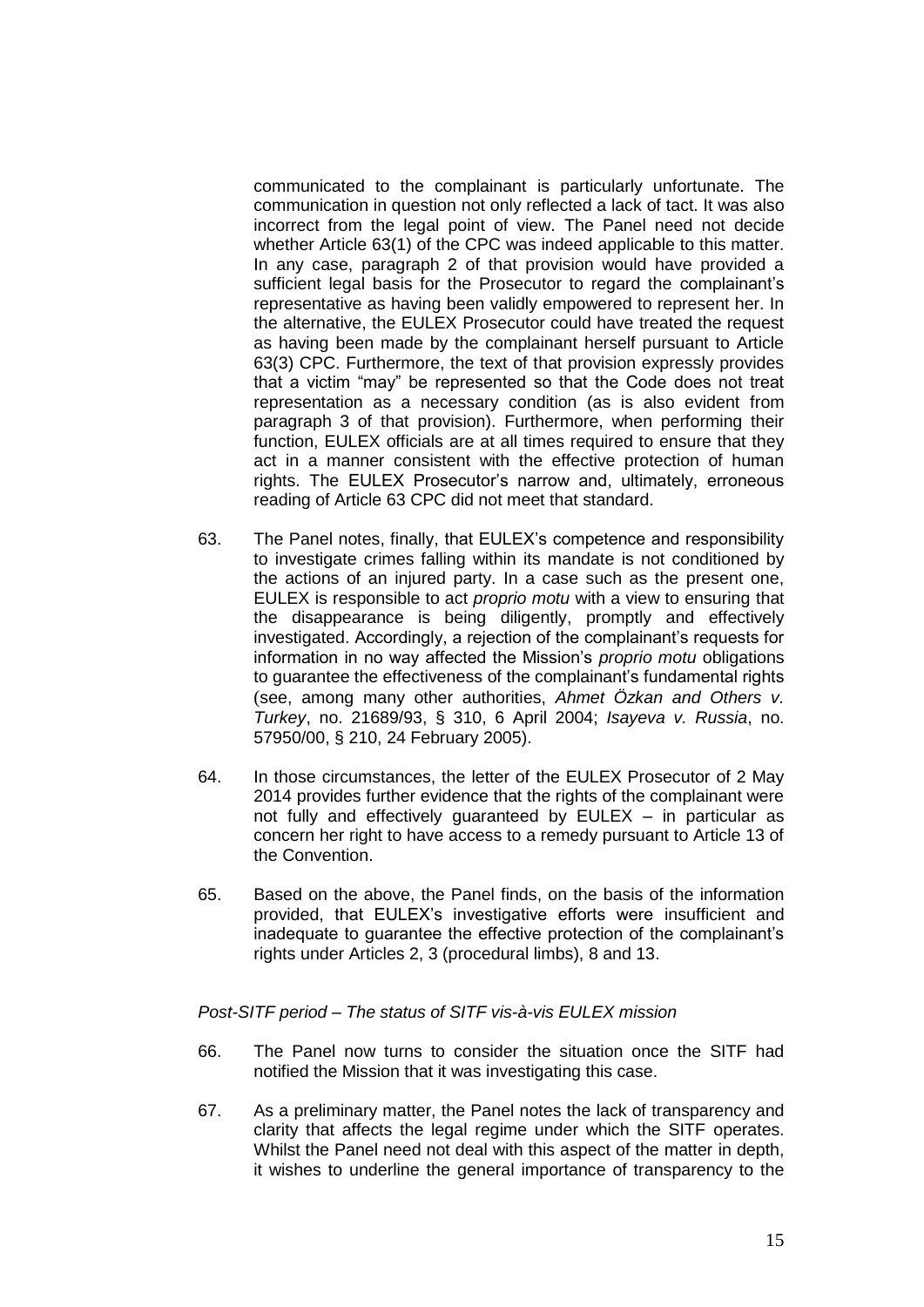communicated to the complainant is particularly unfortunate. The communication in question not only reflected a lack of tact. It was also incorrect from the legal point of view. The Panel need not decide whether Article 63(1) of the CPC was indeed applicable to this matter. In any case, paragraph 2 of that provision would have provided a sufficient legal basis for the Prosecutor to regard the complainant's representative as having been validly empowered to represent her. In the alternative, the EULEX Prosecutor could have treated the request as having been made by the complainant herself pursuant to Article 63(3) CPC. Furthermore, the text of that provision expressly provides that a victim "may" be represented so that the Code does not treat representation as a necessary condition (as is also evident from paragraph 3 of that provision). Furthermore, when performing their function, EULEX officials are at all times required to ensure that they act in a manner consistent with the effective protection of human rights. The EULEX Prosecutor's narrow and, ultimately, erroneous reading of Article 63 CPC did not meet that standard.

63. The Panel notes, finally, that EULEX's competence and responsibility to investigate crimes falling within its mandate is not conditioned by the actions of an injured party. In a case such as the present one, EULEX is responsible to act *proprio motu* with a view to ensuring that the disappearance is being diligently, promptly and effectively investigated. Accordingly, a rejection of the complainant's requests for information in no way affected the Mission's *proprio motu* obligations to guarantee the effectiveness of the complainant's fundamental rights (see, among many other authorities, *Ahmet Özkan and Others v. Turkey*, no. 21689/93, § 310, 6 April 2004; *Isayeva v. Russia*, no. 57950/00, § 210, 24 February 2005).

64. In those circumstances, the letter of the EULEX Prosecutor of 2 May 2014 provides further evidence that the rights of the complainant were not fully and effectively guaranteed by EULEX – in particular as concern her right to have access to a remedy pursuant to Article 13 of the Convention.

65. Based on the above, the Panel finds, on the basis of the information provided, that EULEX's investigative efforts were insufficient and inadequate to guarantee the effective protection of the complainant's rights under Articles 2, 3 (procedural limbs), 8 and 13.

*Post-SITF period – The status of SITF vis-à-vis EULEX mission*

66. The Panel now turns to consider the situation once the SITF had notified the Mission that it was investigating this case.

67. As a preliminary matter, the Panel notes the lack of transparency and clarity that affects the legal regime under which the SITF operates. Whilst the Panel need not deal with this aspect of the matter in depth, it wishes to underline the general importance of transparency to the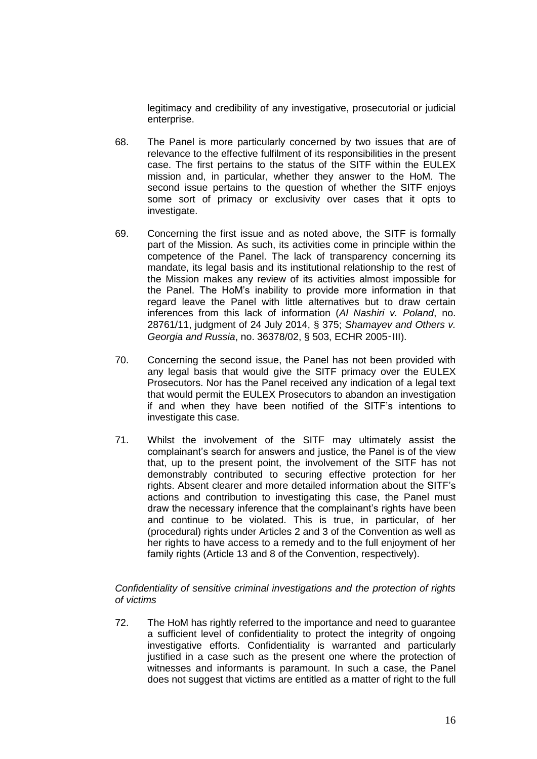legitimacy and credibility of any investigative, prosecutorial or judicial enterprise.

68. The Panel is more particularly concerned by two issues that are of relevance to the effective fulfilment of its responsibilities in the present case. The first pertains to the status of the SITF within the EULEX mission and, in particular, whether they answer to the HoM. The second issue pertains to the question of whether the SITF enjoys some sort of primacy or exclusivity over cases that it opts to investigate.

69. Concerning the first issue and as noted above, the SITF is formally part of the Mission. As such, its activities come in principle within the competence of the Panel. The lack of transparency concerning its mandate, its legal basis and its institutional relationship to the rest of the Mission makes any review of its activities almost impossible for the Panel. The HoM's inability to provide more information in that regard leave the Panel with little alternatives but to draw certain inferences from this lack of information (*Al Nashiri v. Poland*, no. 28761/11, judgment of 24 July 2014, § 375; *Shamayev and Others v. Georgia and Russia*, no. 36378/02, § 503, ECHR 2005-III).

70. Concerning the second issue, the Panel has not been provided with any legal basis that would give the SITF primacy over the EULEX Prosecutors. Nor has the Panel received any indication of a legal text that would permit the EULEX Prosecutors to abandon an investigation if and when they have been notified of the SITF's intentions to investigate this case.

71. Whilst the involvement of the SITF may ultimately assist the complainant's search for answers and justice, the Panel is of the view that, up to the present point, the involvement of the SITF has not demonstrably contributed to securing effective protection for her rights. Absent clearer and more detailed information about the SITF's actions and contribution to investigating this case, the Panel must draw the necessary inference that the complainant's rights have been and continue to be violated. This is true, in particular, of her (procedural) rights under Articles 2 and 3 of the Convention as well as her rights to have access to a remedy and to the full enjoyment of her family rights (Article 13 and 8 of the Convention, respectively).

*Confidentiality of sensitive criminal investigations and the protection of rights of victims*

72. The HoM has rightly referred to the importance and need to guarantee a sufficient level of confidentiality to protect the integrity of ongoing investigative efforts. Confidentiality is warranted and particularly justified in a case such as the present one where the protection of witnesses and informants is paramount. In such a case, the Panel does not suggest that victims are entitled as a matter of right to the full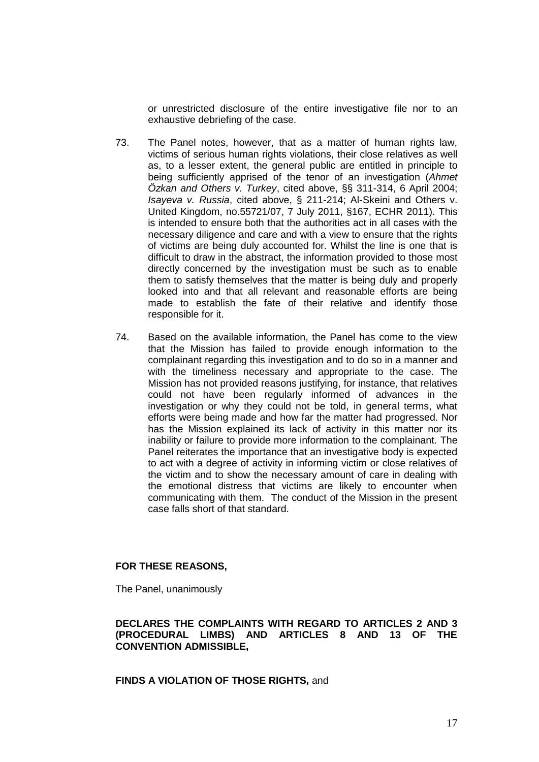or unrestricted disclosure of the entire investigative file nor to an exhaustive debriefing of the case.

73. The Panel notes, however, that as a matter of human rights law, victims of serious human rights violations, their close relatives as well as, to a lesser extent, the general public are entitled in principle to being sufficiently apprised of the tenor of an investigation (*Ahmet Özkan and Others v. Turkey*, cited above, §§ 311-314, 6 April 2004; *Isayeva v. Russia*, cited above, § 211-214; Al-Skeini and Others v. United Kingdom, no.55721/07, 7 July 2011, §167, ECHR 2011). This is intended to ensure both that the authorities act in all cases with the necessary diligence and care and with a view to ensure that the rights of victims are being duly accounted for. Whilst the line is one that is difficult to draw in the abstract, the information provided to those most directly concerned by the investigation must be such as to enable them to satisfy themselves that the matter is being duly and properly looked into and that all relevant and reasonable efforts are being made to establish the fate of their relative and identify those responsible for it.

74. Based on the available information, the Panel has come to the view that the Mission has failed to provide enough information to the complainant regarding this investigation and to do so in a manner and with the timeliness necessary and appropriate to the case. The Mission has not provided reasons justifying, for instance, that relatives could not have been regularly informed of advances in the investigation or why they could not be told, in general terms, what efforts were being made and how far the matter had progressed. Nor has the Mission explained its lack of activity in this matter nor its inability or failure to provide more information to the complainant. The Panel reiterates the importance that an investigative body is expected to act with a degree of activity in informing victim or close relatives of the victim and to show the necessary amount of care in dealing with the emotional distress that victims are likely to encounter when communicating with them. The conduct of the Mission in the present case falls short of that standard.

**FOR THESE REASONS,**

The Panel, unanimously

**DECLARES THE COMPLAINTS WITH REGARD TO ARTICLES 2 AND 3 (PROCEDURAL LIMBS) AND ARTICLES 8 AND 13 OF THE CONVENTION ADMISSIBLE,**

**FINDS A VIOLATION OF THOSE RIGHTS,** and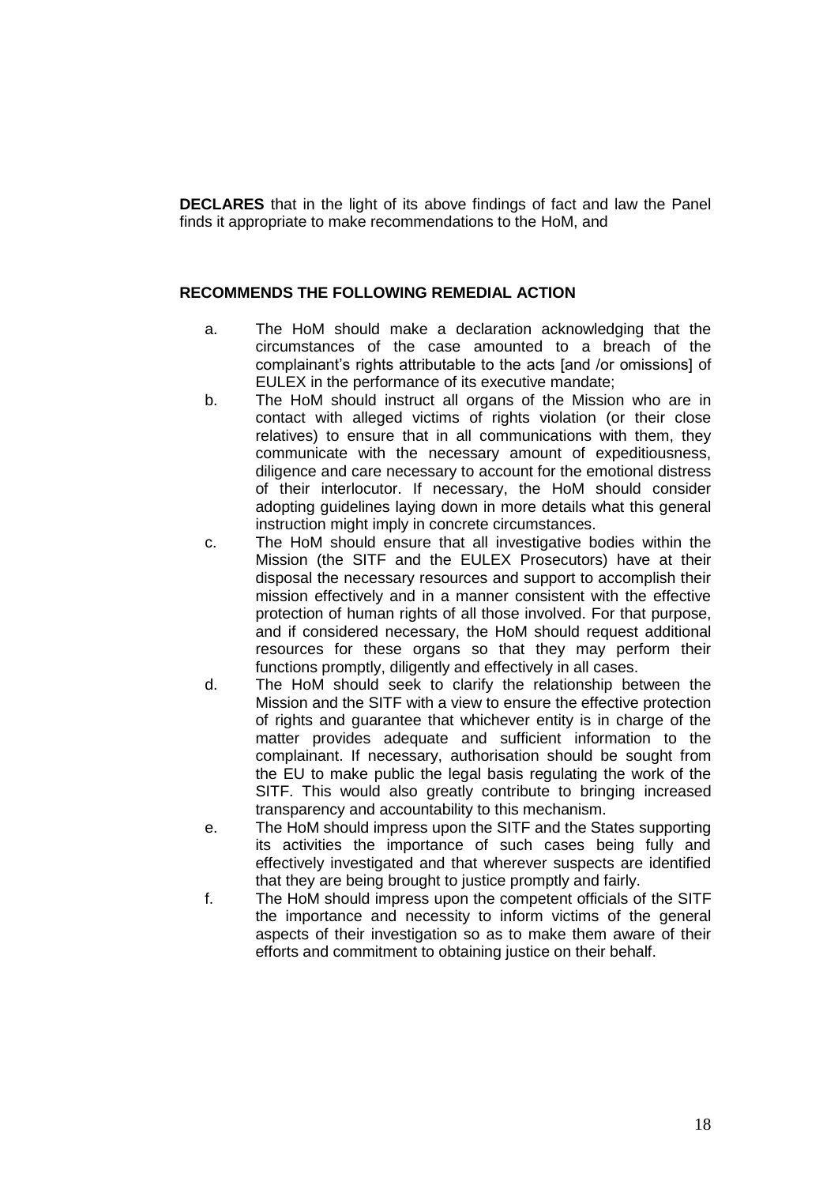**DECLARES** that in the light of its above findings of fact and law the Panel finds it appropriate to make recommendations to the HoM, and

**RECOMMENDS THE FOLLOWING REMEDIAL ACTION**

a. The HoM should make a declaration acknowledging that the circumstances of the case amounted to a breach of the complainant's rights attributable to the acts [and /or omissions] of EULEX in the performance of its executive mandate;

b. The HoM should instruct all organs of the Mission who are in contact with alleged victims of rights violation (or their close relatives) to ensure that in all communications with them, they communicate with the necessary amount of expeditiousness, diligence and care necessary to account for the emotional distress of their interlocutor. If necessary, the HoM should consider adopting guidelines laying down in more details what this general instruction might imply in concrete circumstances.

c. The HoM should ensure that all investigative bodies within the Mission (the SITF and the EULEX Prosecutors) have at their disposal the necessary resources and support to accomplish their mission effectively and in a manner consistent with the effective protection of human rights of all those involved. For that purpose, and if considered necessary, the HoM should request additional resources for these organs so that they may perform their functions promptly, diligently and effectively in all cases.

d. The HoM should seek to clarify the relationship between the Mission and the SITF with a view to ensure the effective protection of rights and guarantee that whichever entity is in charge of the matter provides adequate and sufficient information to the complainant. If necessary, authorisation should be sought from the EU to make public the legal basis regulating the work of the SITF. This would also greatly contribute to bringing increased transparency and accountability to this mechanism.

e. The HoM should impress upon the SITF and the States supporting its activities the importance of such cases being fully and effectively investigated and that wherever suspects are identified that they are being brought to justice promptly and fairly.

f. The HoM should impress upon the competent officials of the SITF the importance and necessity to inform victims of the general aspects of their investigation so as to make them aware of their efforts and commitment to obtaining justice on their behalf.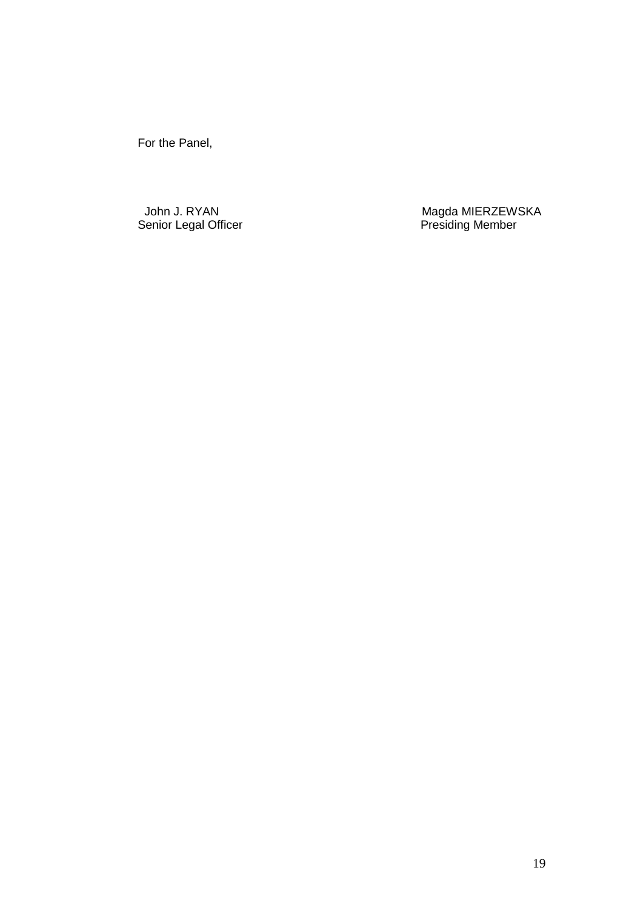For the Panel,

| | |
|---|---|
| John J. RYAN | Magda MIERZEWSKA |
| Senior Legal Officer | Presiding Member |